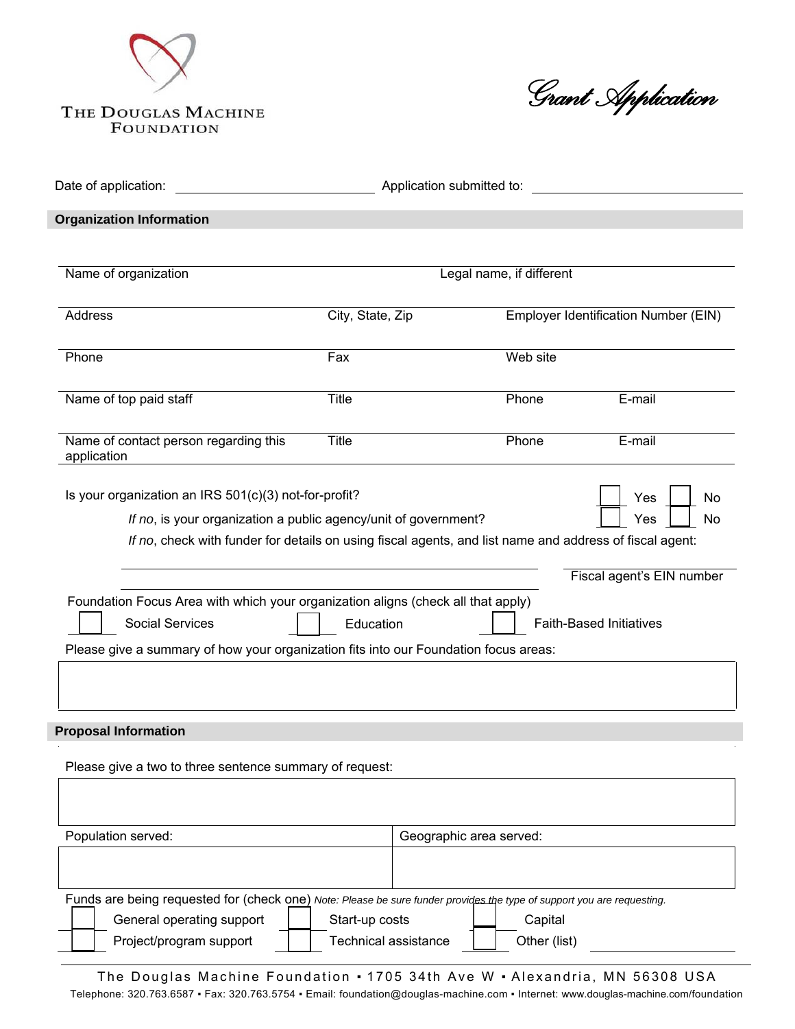THE DOUGLAS MACHINE FOUNDATION

# Grant Application

Date of application: ______________________ Application submitted to: ______________________

## Organization Information

| Name of organization | | Legal name, if different | |
|---|---|---|---|
| Address | City, State, Zip | Employer Identification Number (EIN) | |
| Phone | Fax | Web site | |
| Name of top paid staff | Title | Phone | E-mail |
| Name of contact person regarding this application | Title | Phone | E-mail |

Is your organization an IRS 501(c)(3) not-for-profit? ☐ Yes ☐ No

*If no*, is your organization a public agency/unit of government? ☐ Yes ☐ No

*If no*, check with funder for details on using fiscal agents, and list name and address of fiscal agent:

______________________________________________ ______________________
Fiscal agent's EIN number

______________________________________________

Foundation Focus Area with which your organization aligns (check all that apply)

☐ Social Services ☐ Education ☐ Faith-Based Initiatives

Please give a summary of how your organization fits into our Foundation focus areas:

## Proposal Information

Please give a two to three sentence summary of request:

| Population served: | Geographic area served: |
|---|---|
| | |

Funds are being requested for (check one) *Note: Please be sure funder provides the type of support you are requesting.*

☐ General operating support ☐ Start-up costs ☐ Capital

☐ Project/program support ☐ Technical assistance ☐ Other (list) ______________

The Douglas Machine Foundation ▪ 1705 34th Ave W ▪ Alexandria, MN 56308 USA

Telephone: 320.763.6587 ▪ Fax: 320.763.5754 ▪ Email: foundation@douglas-machine.com ▪ Internet: www.douglas-machine.com/foundation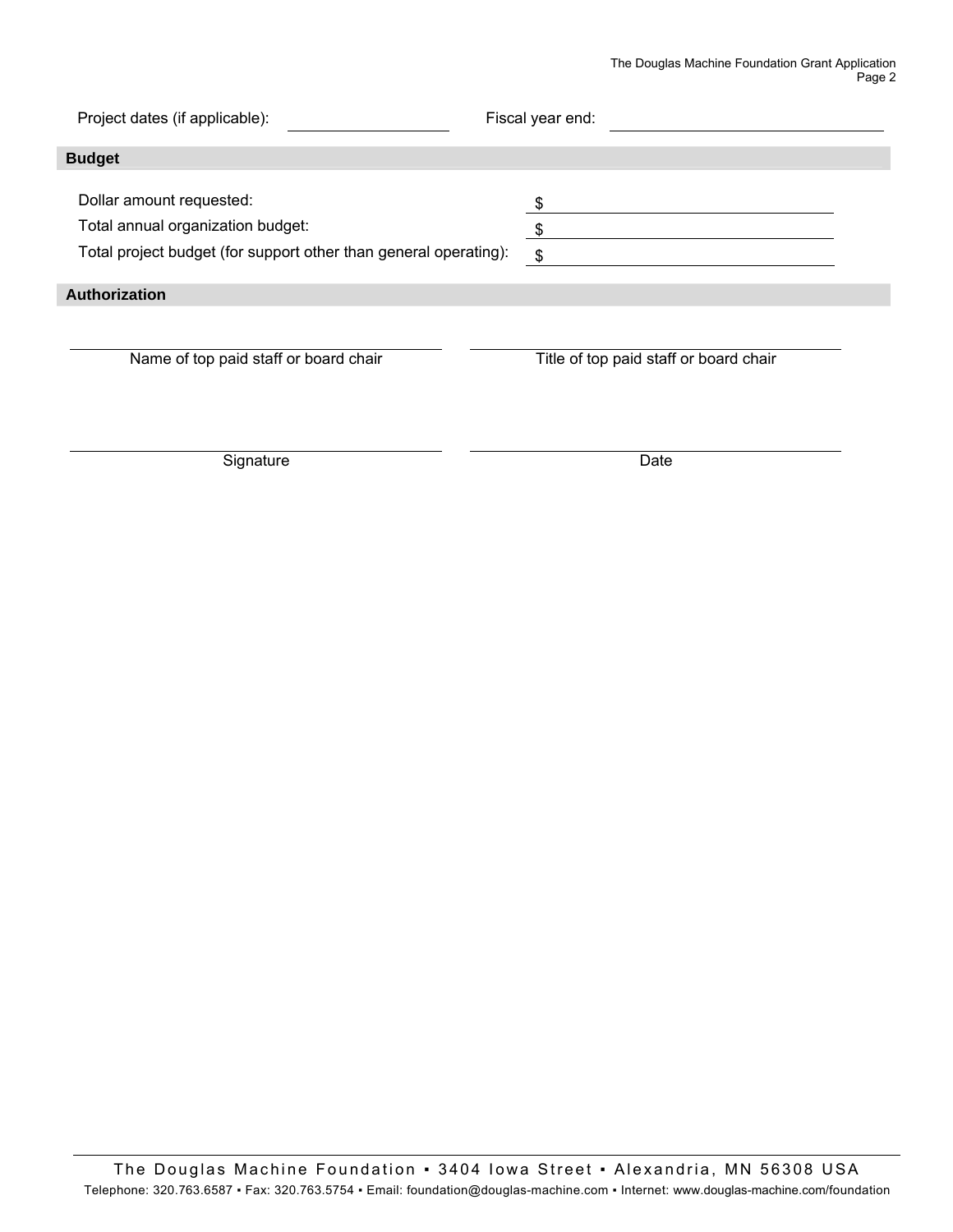Project dates (if applicable): ____________ Fiscal year end: ____________

## Budget

Dollar amount requested: $ ____________

Total annual organization budget: $ ____________

Total project budget (for support other than general operating): $ ____________

## Authorization

| | |
|---|---|
| Name of top paid staff or board chair | Title of top paid staff or board chair |
| Signature | Date |

The Douglas Machine Foundation ▪ 3404 Iowa Street ▪ Alexandria, MN 56308 USA

Telephone: 320.763.6587 ▪ Fax: 320.763.5754 ▪ Email: foundation@douglas-machine.com ▪ Internet: www.douglas-machine.com/foundation